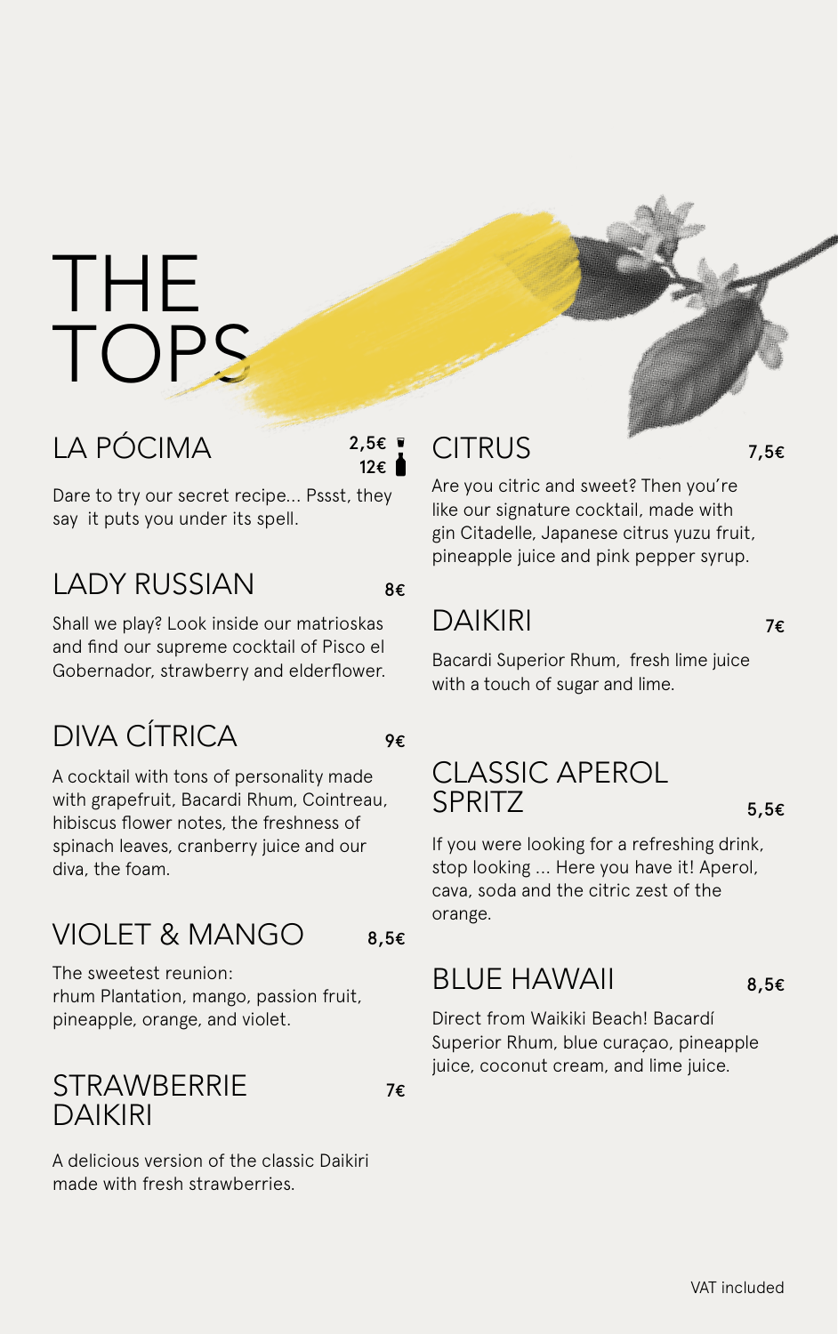# THE TOPS

## LA PÓCIMA

2,5€ (glass)
12€ (bottle)

Dare to try our secret recipe... Pssst, they say it puts you under its spell.

## LADY RUSSIAN

8€

Shall we play? Look inside our matrioskas and find our supreme cocktail of Pisco el Gobernador, strawberry and elderflower.

## DIVA CÍTRICA

9€

A cocktail with tons of personality made with grapefruit, Bacardi Rhum, Cointreau, hibiscus flower notes, the freshness of spinach leaves, cranberry juice and our diva, the foam.

## VIOLET & MANGO

8,5€

The sweetest reunion:
rhum Plantation, mango, passion fruit, pineapple, orange, and violet.

## STRAWBERRIE DAIKIRI

7€

A delicious version of the classic Daikiri made with fresh strawberries.

## CITRUS

7,5€

Are you citric and sweet? Then you're like our signature cocktail, made with gin Citadelle, Japanese citrus yuzu fruit, pineapple juice and pink pepper syrup.

## DAIKIRI

7€

Bacardi Superior Rhum, fresh lime juice with a touch of sugar and lime.

## CLASSIC APEROL SPRITZ

5,5€

If you were looking for a refreshing drink, stop looking ... Here you have it! Aperol, cava, soda and the citric zest of the orange.

## BLUE HAWAII

8,5€

Direct from Waikiki Beach! Bacardí Superior Rhum, blue curaçao, pineapple juice, coconut cream, and lime juice.

VAT included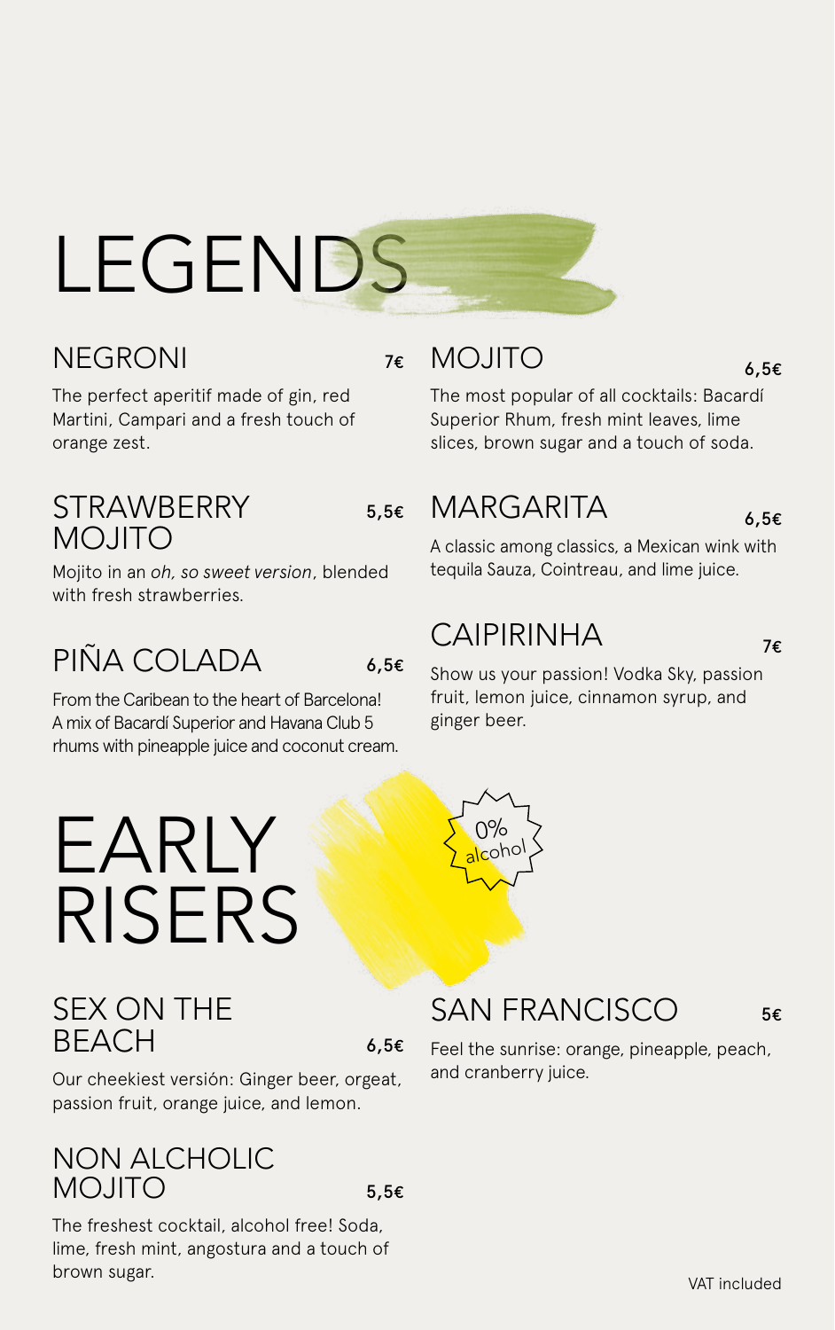# LEGENDS

## NEGRONI 7€

The perfect aperitif made of gin, red Martini, Campari and a fresh touch of orange zest.

## STRAWBERRY MOJITO 5,5€

Mojito in an *oh, so sweet version*, blended with fresh strawberries.

## PIÑA COLADA 6,5€

From the Caribean to the heart of Barcelona! A mix of Bacardí Superior and Havana Club 5 rhums with pineapple juice and coconut cream.

## MOJITO 6,5€

The most popular of all cocktails: Bacardí Superior Rhum, fresh mint leaves, lime slices, brown sugar and a touch of soda.

## MARGARITA 6,5€

A classic among classics, a Mexican wink with tequila Sauza, Cointreau, and lime juice.

## CAIPIRINHA 7€

Show us your passion! Vodka Sky, passion fruit, lemon juice, cinnamon syrup, and ginger beer.

# EARLY RISERS

0% alcohol

## SEX ON THE BEACH 6,5€

Our cheekiest versión: Ginger beer, orgeat, passion fruit, orange juice, and lemon.

## NON ALCHOLIC MOJITO 5,5€

The freshest cocktail, alcohol free! Soda, lime, fresh mint, angostura and a touch of brown sugar.

## SAN FRANCISCO 5€

Feel the sunrise: orange, pineapple, peach, and cranberry juice.

VAT included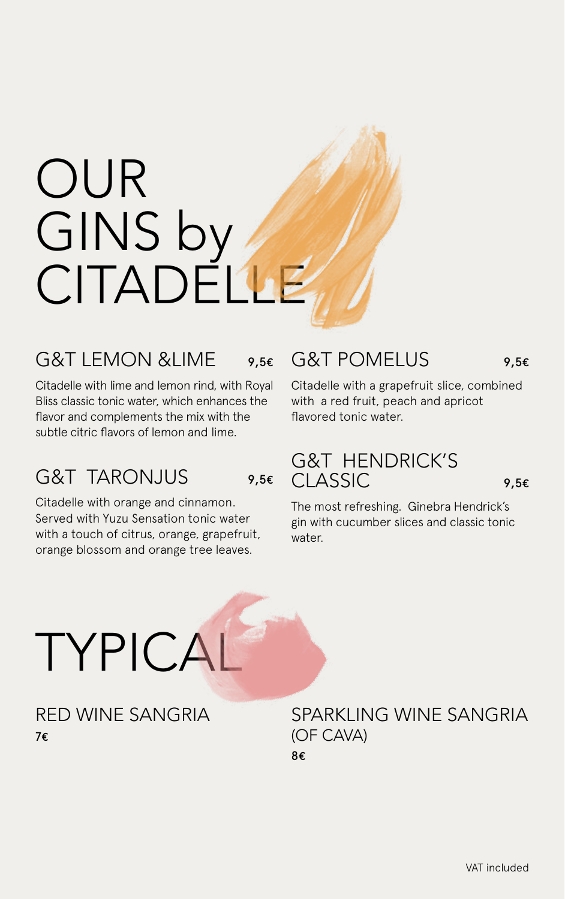# OUR GINS by CITADELLE

## G&T LEMON &LIME 9,5€

Citadelle with lime and lemon rind, with Royal Bliss classic tonic water, which enhances the flavor and complements the mix with the subtle citric flavors of lemon and lime.

## G&T TARONJUS 9,5€

Citadelle with orange and cinnamon. Served with Yuzu Sensation tonic water with a touch of citrus, orange, grapefruit, orange blossom and orange tree leaves.

## G&T POMELUS 9,5€

Citadelle with a grapefruit slice, combined with a red fruit, peach and apricot flavored tonic water.

## G&T HENDRICK'S CLASSIC 9,5€

The most refreshing. Ginebra Hendrick's gin with cucumber slices and classic tonic water.

# TYPICAL

## RED WINE SANGRIA

**7€**

## SPARKLING WINE SANGRIA (OF CAVA)

**8€**

VAT included